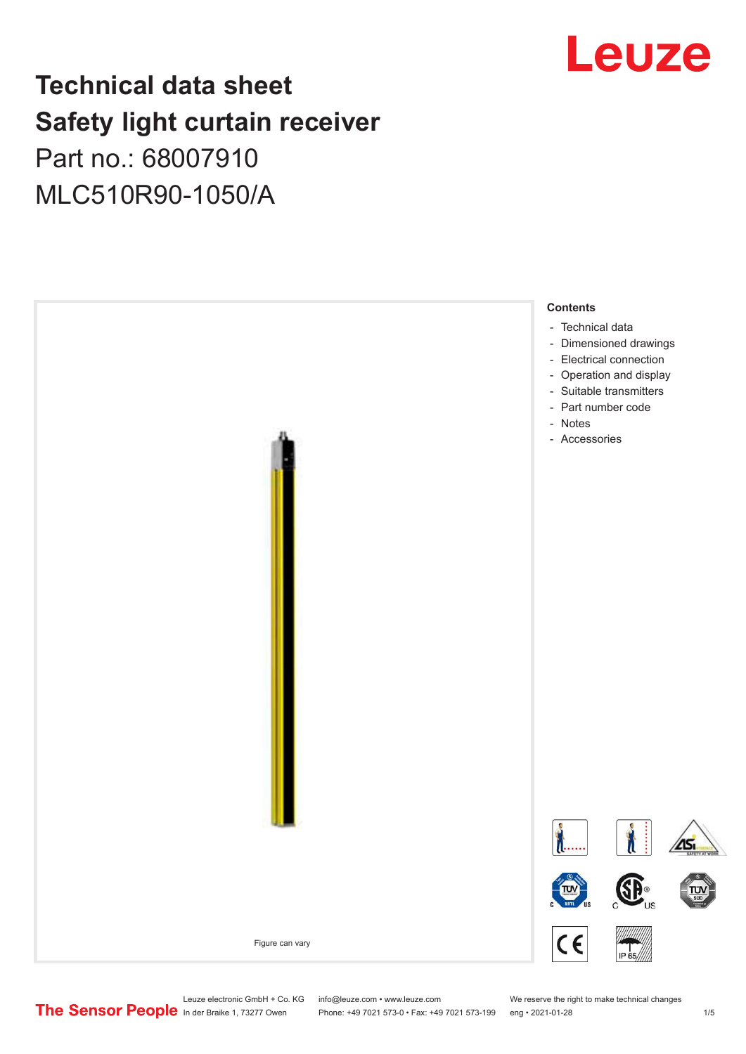# Technical data sheet
# Safety light curtain receiver

Part no.: 68007910

MLC510R90-1050/A

Figure can vary

**Contents**

- Technical data
- Dimensioned drawings
- Electrical connection
- Operation and display
- Suitable transmitters
- Part number code
- Notes
- Accessories

Leuze electronic GmbH + Co. KG
In der Braike 1, 73277 Owen

info@leuze.com • www.leuze.com
Phone: +49 7021 573-0 • Fax: +49 7021 573-199

We reserve the right to make technical changes
eng • 2021-01-28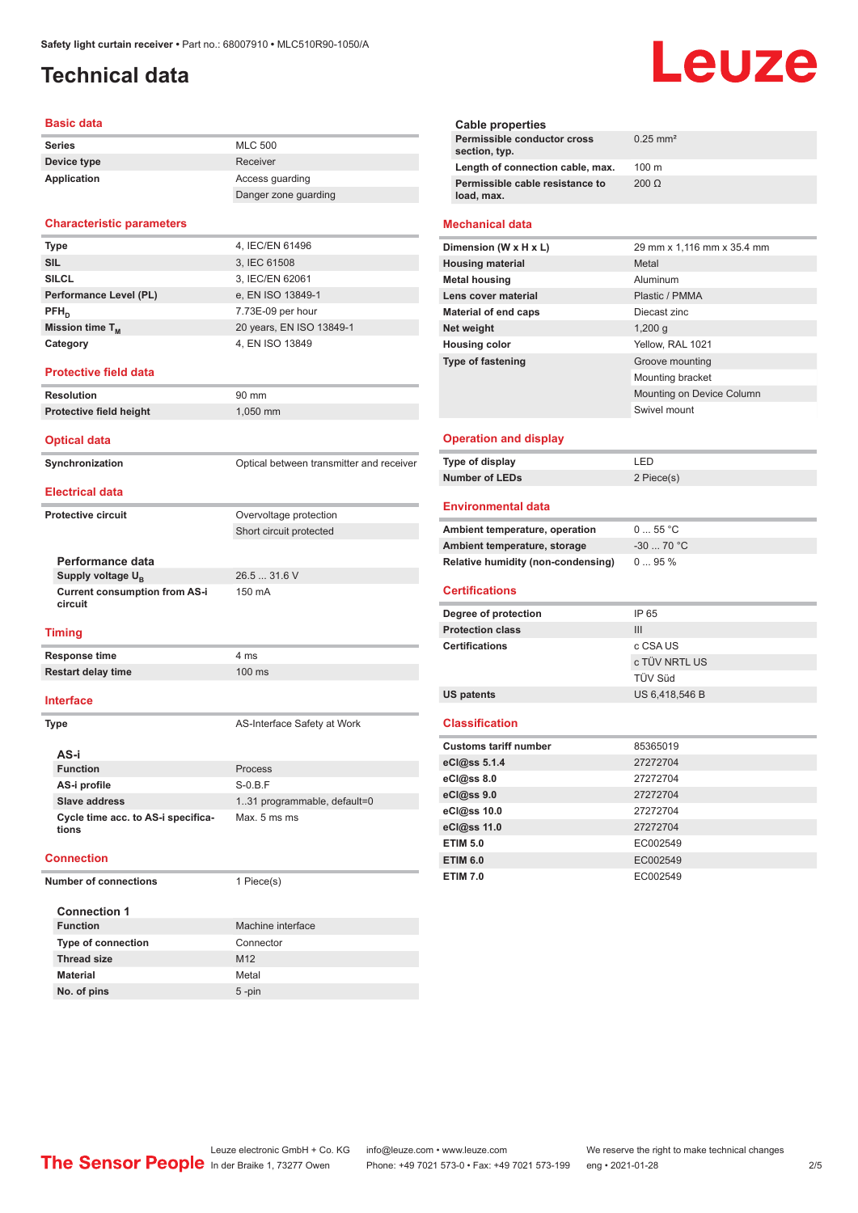# Technical data

## Basic data

| | |
|---|---|
| **Series** | MLC 500 |
| **Device type** | Receiver |
| **Application** | Access guarding |
| | Danger zone guarding |

## Characteristic parameters

| | |
|---|---|
| **Type** | 4, IEC/EN 61496 |
| **SIL** | 3, IEC 61508 |
| **SILCL** | 3, IEC/EN 62061 |
| **Performance Level (PL)** | e, EN ISO 13849-1 |
| **$PFH_D$** | 7.73E-09 per hour |
| **Mission time $T_M$** | 20 years, EN ISO 13849-1 |
| **Category** | 4, EN ISO 13849 |

## Protective field data

| | |
|---|---|
| **Resolution** | 90 mm |
| **Protective field height** | 1,050 mm |

## Optical data

| | |
|---|---|
| **Synchronization** | Optical between transmitter and receiver |

## Electrical data

| | |
|---|---|
| **Protective circuit** | Overvoltage protection |
| | Short circuit protected |

### Performance data

| | |
|---|---|
| **Supply voltage $U_B$** | 26.5 ... 31.6 V |
| **Current consumption from AS-i circuit** | 150 mA |

## Timing

| | |
|---|---|
| **Response time** | 4 ms |
| **Restart delay time** | 100 ms |

## Interface

| | |
|---|---|
| **Type** | AS-Interface Safety at Work |

### AS-i

| | |
|---|---|
| **Function** | Process |
| **AS-i profile** | S-0.B.F |
| **Slave address** | 1..31 programmable, default=0 |
| **Cycle time acc. to AS-i specifications** | Max. 5 ms ms |

## Connection

| | |
|---|---|
| **Number of connections** | 1 Piece(s) |

### Connection 1

| | |
|---|---|
| **Function** | Machine interface |
| **Type of connection** | Connector |
| **Thread size** | M12 |
| **Material** | Metal |
| **No. of pins** | 5 -pin |

### Cable properties

| | |
|---|---|
| **Permissible conductor cross section, typ.** | 0.25 mm² |
| **Length of connection cable, max.** | 100 m |
| **Permissible cable resistance to load, max.** | 200 Ω |

## Mechanical data

| | |
|---|---|
| **Dimension (W x H x L)** | 29 mm x 1,116 mm x 35.4 mm |
| **Housing material** | Metal |
| **Metal housing** | Aluminum |
| **Lens cover material** | Plastic / PMMA |
| **Material of end caps** | Diecast zinc |
| **Net weight** | 1,200 g |
| **Housing color** | Yellow, RAL 1021 |
| **Type of fastening** | Groove mounting |
| | Mounting bracket |
| | Mounting on Device Column |
| | Swivel mount |

## Operation and display

| | |
|---|---|
| **Type of display** | LED |
| **Number of LEDs** | 2 Piece(s) |

## Environmental data

| | |
|---|---|
| **Ambient temperature, operation** | 0 ... 55 °C |
| **Ambient temperature, storage** | -30 ... 70 °C |
| **Relative humidity (non-condensing)** | 0 ... 95 % |

## Certifications

| | |
|---|---|
| **Degree of protection** | IP 65 |
| **Protection class** | III |
| **Certifications** | c CSA US |
| | c TÜV NRTL US |
| | TÜV Süd |
| **US patents** | US 6,418,546 B |

## Classification

| | |
|---|---|
| **Customs tariff number** | 85365019 |
| **eCl@ss 5.1.4** | 27272704 |
| **eCl@ss 8.0** | 27272704 |
| **eCl@ss 9.0** | 27272704 |
| **eCl@ss 10.0** | 27272704 |
| **eCl@ss 11.0** | 27272704 |
| **ETIM 5.0** | EC002549 |
| **ETIM 6.0** | EC002549 |
| **ETIM 7.0** | EC002549 |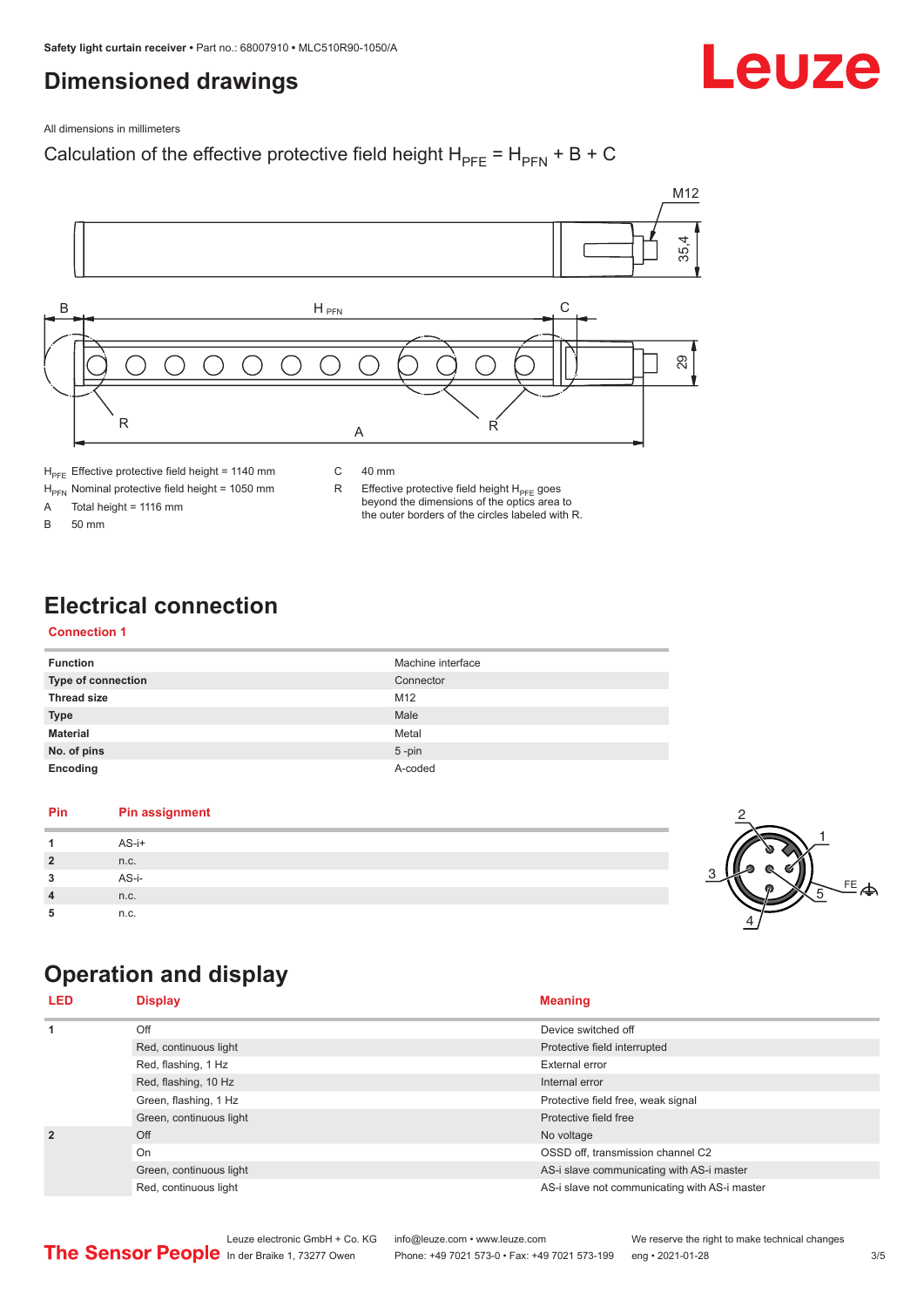# Dimensioned drawings

All dimensions in millimeters

Calculation of the effective protective field height $H_{PFE} = H_{PFN} + B + C$

| | |
|---|---|
| $H_{PFE}$ | Effective protective field height = 1140 mm |
| $H_{PFN}$ | Nominal protective field height = 1050 mm |
| A | Total height = 1116 mm |
| B | 50 mm |
| C | 40 mm |
| R | Effective protective field height $H_{PFE}$ goes beyond the dimensions of the optics area to the outer borders of the circles labeled with R. |

# Electrical connection

## Connection 1

| | |
|---|---|
| **Function** | Machine interface |
| **Type of connection** | Connector |
| **Thread size** | M12 |
| **Type** | Male |
| **Material** | Metal |
| **No. of pins** | 5 -pin |
| **Encoding** | A-coded |

| Pin | Pin assignment |
|---|---|
| **1** | AS-i+ |
| **2** | n.c. |
| **3** | AS-i- |
| **4** | n.c. |
| **5** | n.c. |

# Operation and display

| LED | Display | Meaning |
|---|---|---|
| **1** | Off | Device switched off |
| | Red, continuous light | Protective field interrupted |
| | Red, flashing, 1 Hz | External error |
| | Red, flashing, 10 Hz | Internal error |
| | Green, flashing, 1 Hz | Protective field free, weak signal |
| | Green, continuous light | Protective field free |
| **2** | Off | No voltage |
| | On | OSSD off, transmission channel C2 |
| | Green, continuous light | AS-i slave communicating with AS-i master |
| | Red, continuous light | AS-i slave not communicating with AS-i master |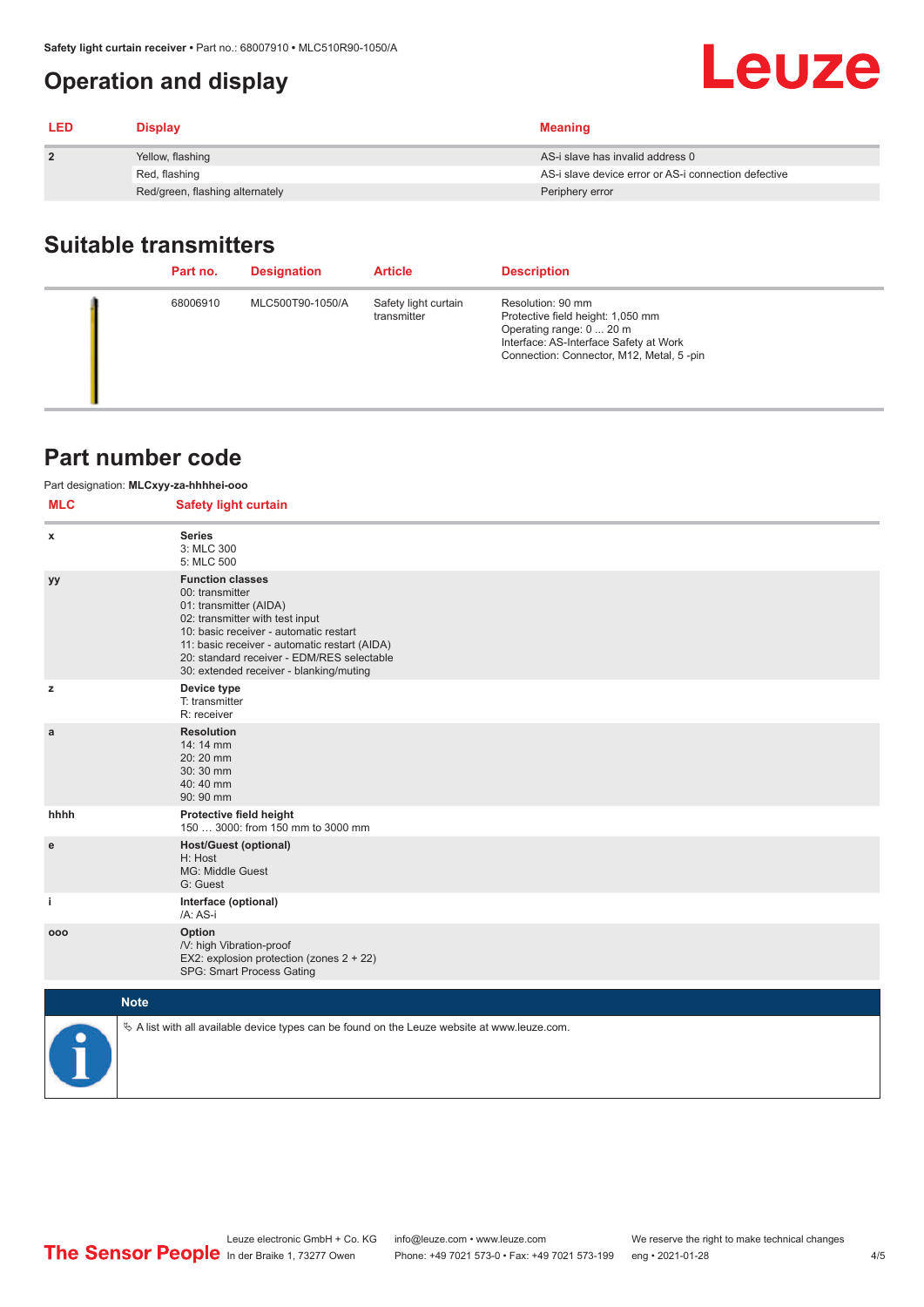## Operation and display

| LED | Display | Meaning |
|---|---|---|
| 2 | Yellow, flashing | AS-i slave has invalid address 0 |
| | Red, flashing | AS-i slave device error or AS-i connection defective |
| | Red/green, flashing alternately | Periphery error |

## Suitable transmitters

| | Part no. | Designation | Article | Description |
|---|---|---|---|---|
| | 68006910 | MLC500T90-1050/A | Safety light curtain transmitter | Resolution: 90 mm<br>Protective field height: 1,050 mm<br>Operating range: 0 ... 20 m<br>Interface: AS-Interface Safety at Work<br>Connection: Connector, M12, Metal, 5 -pin |

## Part number code

Part designation: **MLCxyy-za-hhhhei-ooo**

| MLC | Safety light curtain |
|---|---|
| x | **Series**<br>3: MLC 300<br>5: MLC 500 |
| yy | **Function classes**<br>00: transmitter<br>01: transmitter (AIDA)<br>02: transmitter with test input<br>10: basic receiver - automatic restart<br>11: basic receiver - automatic restart (AIDA)<br>20: standard receiver - EDM/RES selectable<br>30: extended receiver - blanking/muting |
| z | **Device type**<br>T: transmitter<br>R: receiver |
| a | **Resolution**<br>14: 14 mm<br>20: 20 mm<br>30: 30 mm<br>40: 40 mm<br>90: 90 mm |
| hhhh | **Protective field height**<br>150 … 3000: from 150 mm to 3000 mm |
| e | **Host/Guest (optional)**<br>H: Host<br>MG: Middle Guest<br>G: Guest |
| i | **Interface (optional)**<br>/A: AS-i |
| ooo | **Option**<br>/V: high Vibration-proof<br>EX2: explosion protection (zones 2 + 22)<br>SPG: Smart Process Gating |

**Note**

A list with all available device types can be found on the Leuze website at www.leuze.com.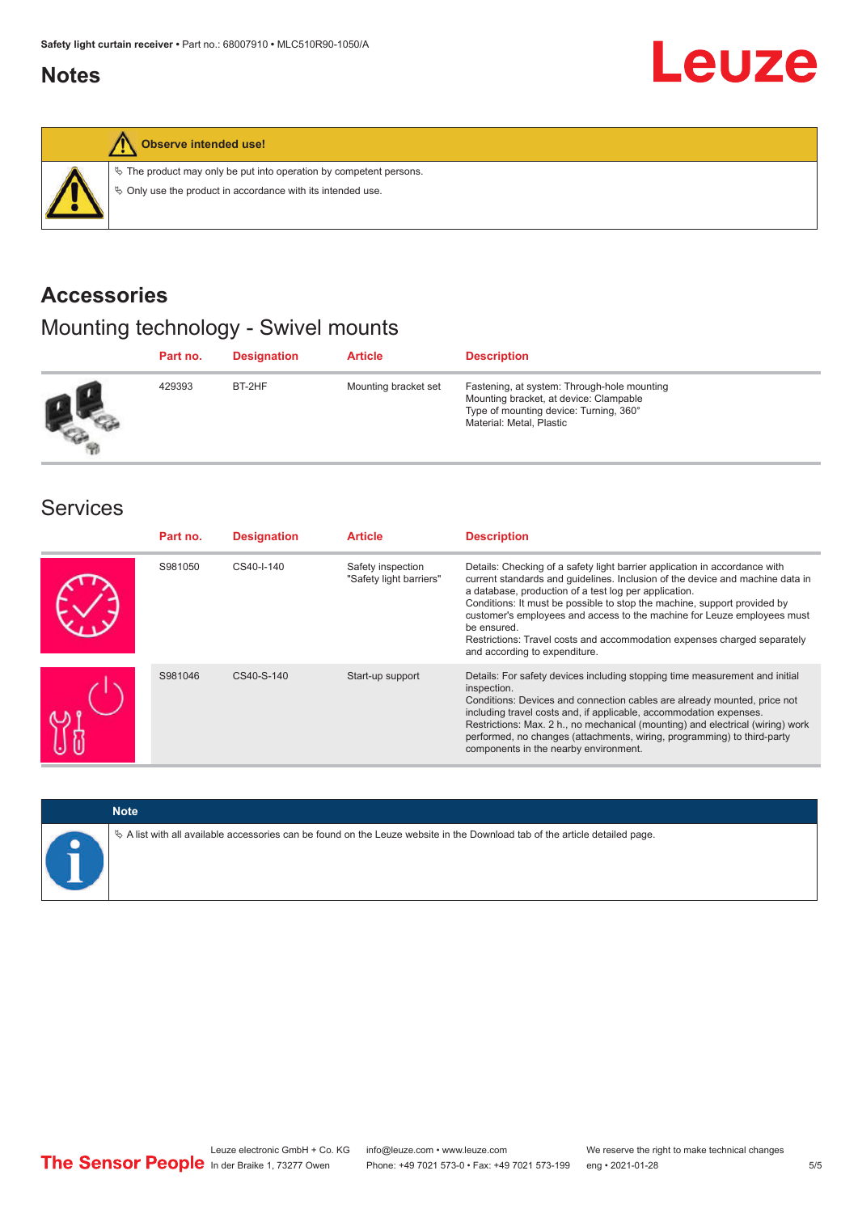# Notes

**Observe intended use!**

- ↳ The product may only be put into operation by competent persons.
- ↳ Only use the product in accordance with its intended use.

# Accessories

## Mounting technology - Swivel mounts

| Part no. | Designation | Article | Description |
|---|---|---|---|
| 429393 | BT-2HF | Mounting bracket set | Fastening, at system: Through-hole mounting<br>Mounting bracket, at device: Clampable<br>Type of mounting device: Turning, 360°<br>Material: Metal, Plastic |

## Services

| Part no. | Designation | Article | Description |
|---|---|---|---|
| S981050 | CS40-I-140 | Safety inspection "Safety light barriers" | Details: Checking of a safety light barrier application in accordance with current standards and guidelines. Inclusion of the device and machine data in a database, production of a test log per application.<br>Conditions: It must be possible to stop the machine, support provided by customer's employees and access to the machine for Leuze employees must be ensured.<br>Restrictions: Travel costs and accommodation expenses charged separately and according to expenditure. |
| S981046 | CS40-S-140 | Start-up support | Details: For safety devices including stopping time measurement and initial inspection.<br>Conditions: Devices and connection cables are already mounted, price not including travel costs and, if applicable, accommodation expenses.<br>Restrictions: Max. 2 h., no mechanical (mounting) and electrical (wiring) work performed, no changes (attachments, wiring, programming) to third-party components in the nearby environment. |

**Note**

- ↳ A list with all available accessories can be found on the Leuze website in the Download tab of the article detailed page.